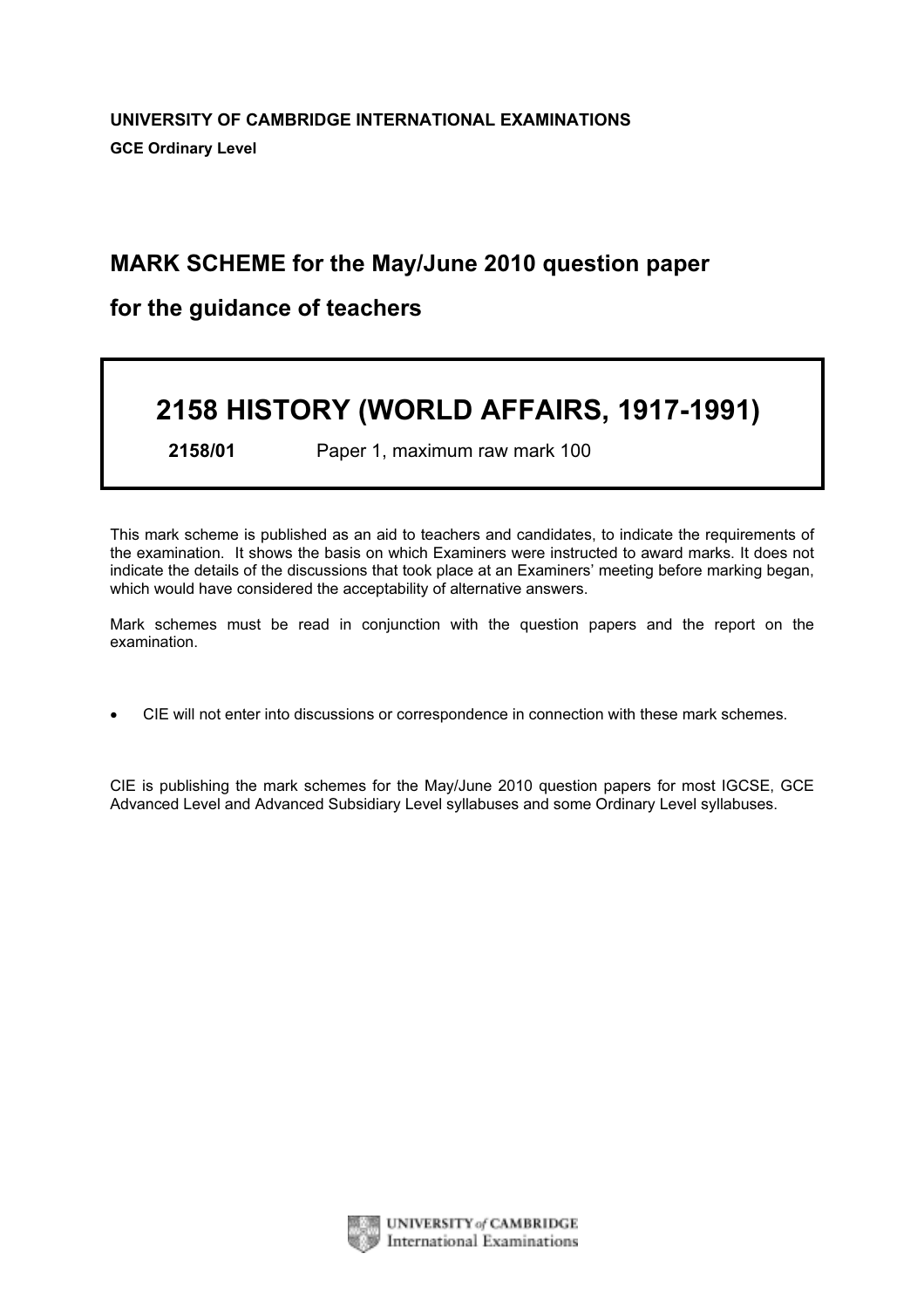**UNIVERSITY OF CAMBRIDGE INTERNATIONAL EXAMINATIONS**

**GCE Ordinary Level**

**MARK SCHEME for the May/June 2010 question paper**

**for the guidance of teachers**

# 2158 HISTORY (WORLD AFFAIRS, 1917-1991)

**2158/01** Paper 1, maximum raw mark 100

This mark scheme is published as an aid to teachers and candidates, to indicate the requirements of the examination. It shows the basis on which Examiners were instructed to award marks. It does not indicate the details of the discussions that took place at an Examiners' meeting before marking began, which would have considered the acceptability of alternative answers.

Mark schemes must be read in conjunction with the question papers and the report on the examination.

- CIE will not enter into discussions or correspondence in connection with these mark schemes.

CIE is publishing the mark schemes for the May/June 2010 question papers for most IGCSE, GCE Advanced Level and Advanced Subsidiary Level syllabuses and some Ordinary Level syllabuses.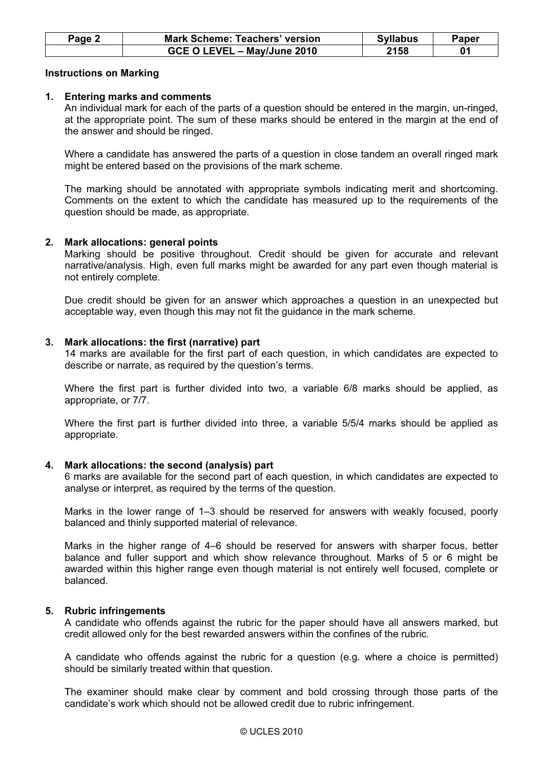## Instructions on Marking

### 1. Entering marks and comments

An individual mark for each of the parts of a question should be entered in the margin, un-ringed, at the appropriate point. The sum of these marks should be entered in the margin at the end of the answer and should be ringed.

Where a candidate has answered the parts of a question in close tandem an overall ringed mark might be entered based on the provisions of the mark scheme.

The marking should be annotated with appropriate symbols indicating merit and shortcoming. Comments on the extent to which the candidate has measured up to the requirements of the question should be made, as appropriate.

### 2. Mark allocations: general points

Marking should be positive throughout. Credit should be given for accurate and relevant narrative/analysis. High, even full marks might be awarded for any part even though material is not entirely complete.

Due credit should be given for an answer which approaches a question in an unexpected but acceptable way, even though this may not fit the guidance in the mark scheme.

### 3. Mark allocations: the first (narrative) part

14 marks are available for the first part of each question, in which candidates are expected to describe or narrate, as required by the question's terms.

Where the first part is further divided into two, a variable 6/8 marks should be applied, as appropriate, or 7/7.

Where the first part is further divided into three, a variable 5/5/4 marks should be applied as appropriate.

### 4. Mark allocations: the second (analysis) part

6 marks are available for the second part of each question, in which candidates are expected to analyse or interpret, as required by the terms of the question.

Marks in the lower range of 1–3 should be reserved for answers with weakly focused, poorly balanced and thinly supported material of relevance.

Marks in the higher range of 4–6 should be reserved for answers with sharper focus, better balance and fuller support and which show relevance throughout. Marks of 5 or 6 might be awarded within this higher range even though material is not entirely well focused, complete or balanced.

### 5. Rubric infringements

A candidate who offends against the rubric for the paper should have all answers marked, but credit allowed only for the best rewarded answers within the confines of the rubric.

A candidate who offends against the rubric for a question (e.g. where a choice is permitted) should be similarly treated within that question.

The examiner should make clear by comment and bold crossing through those parts of the candidate's work which should not be allowed credit due to rubric infringement.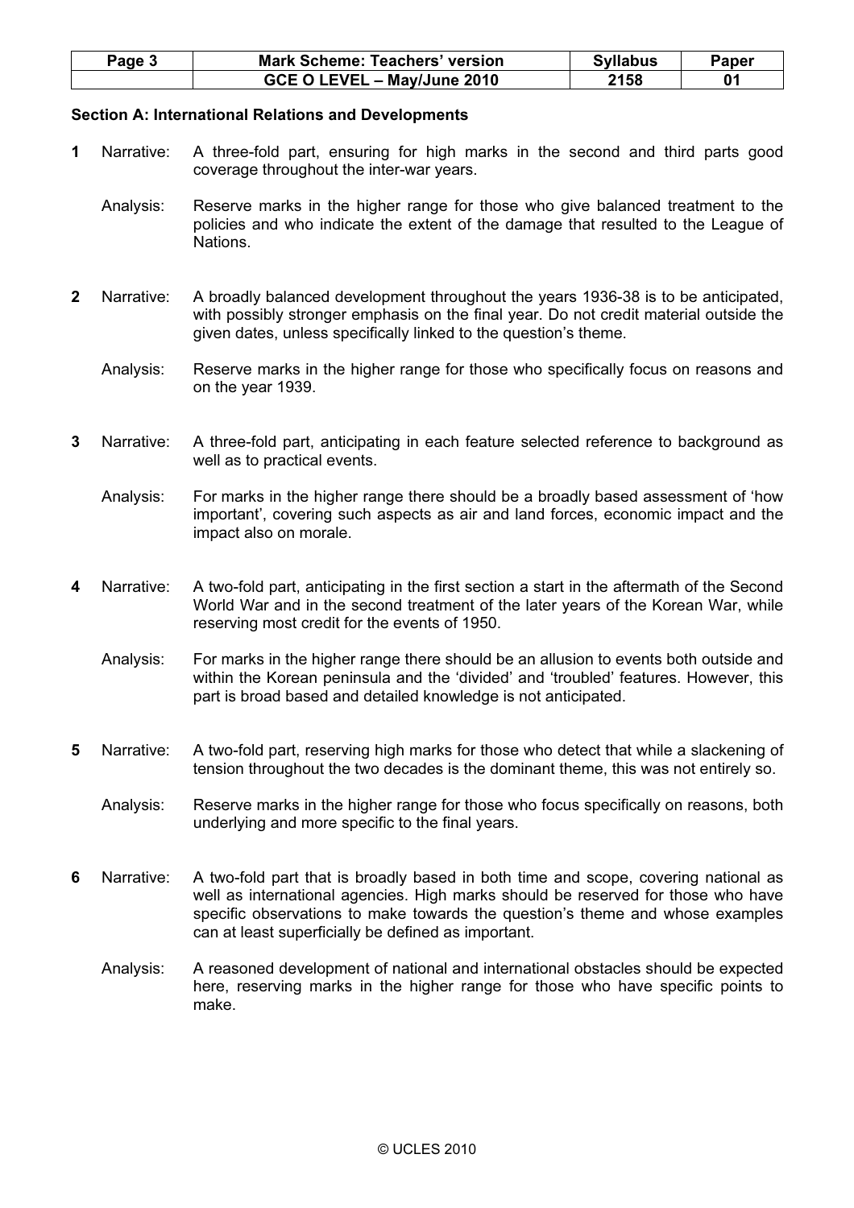## Section A: International Relations and Developments

**1** Narrative: A three-fold part, ensuring for high marks in the second and third parts good coverage throughout the inter-war years.

Analysis: Reserve marks in the higher range for those who give balanced treatment to the policies and who indicate the extent of the damage that resulted to the League of Nations.

**2** Narrative: A broadly balanced development throughout the years 1936-38 is to be anticipated, with possibly stronger emphasis on the final year. Do not credit material outside the given dates, unless specifically linked to the question's theme.

Analysis: Reserve marks in the higher range for those who specifically focus on reasons and on the year 1939.

**3** Narrative: A three-fold part, anticipating in each feature selected reference to background as well as to practical events.

Analysis: For marks in the higher range there should be a broadly based assessment of 'how important', covering such aspects as air and land forces, economic impact and the impact also on morale.

**4** Narrative: A two-fold part, anticipating in the first section a start in the aftermath of the Second World War and in the second treatment of the later years of the Korean War, while reserving most credit for the events of 1950.

Analysis: For marks in the higher range there should be an allusion to events both outside and within the Korean peninsula and the 'divided' and 'troubled' features. However, this part is broad based and detailed knowledge is not anticipated.

**5** Narrative: A two-fold part, reserving high marks for those who detect that while a slackening of tension throughout the two decades is the dominant theme, this was not entirely so.

Analysis: Reserve marks in the higher range for those who focus specifically on reasons, both underlying and more specific to the final years.

**6** Narrative: A two-fold part that is broadly based in both time and scope, covering national as well as international agencies. High marks should be reserved for those who have specific observations to make towards the question's theme and whose examples can at least superficially be defined as important.

Analysis: A reasoned development of national and international obstacles should be expected here, reserving marks in the higher range for those who have specific points to make.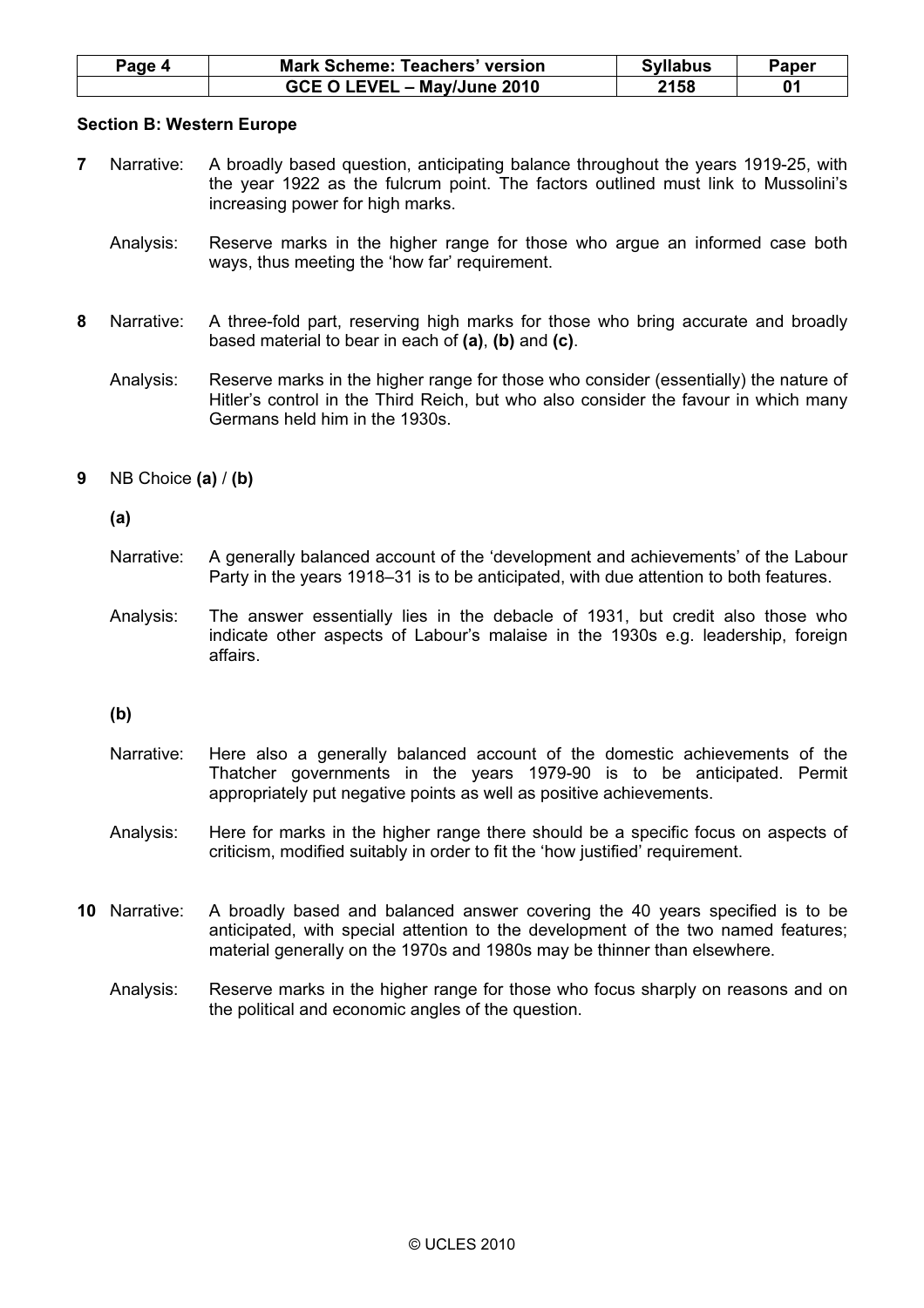## Section B: Western Europe

**7** Narrative: A broadly based question, anticipating balance throughout the years 1919-25, with the year 1922 as the fulcrum point. The factors outlined must link to Mussolini's increasing power for high marks.

Analysis: Reserve marks in the higher range for those who argue an informed case both ways, thus meeting the 'how far' requirement.

**8** Narrative: A three-fold part, reserving high marks for those who bring accurate and broadly based material to bear in each of **(a)**, **(b)** and **(c)**.

Analysis: Reserve marks in the higher range for those who consider (essentially) the nature of Hitler's control in the Third Reich, but who also consider the favour in which many Germans held him in the 1930s.

**9** NB Choice **(a)** / **(b)**

**(a)**

Narrative: A generally balanced account of the 'development and achievements' of the Labour Party in the years 1918–31 is to be anticipated, with due attention to both features.

Analysis: The answer essentially lies in the debacle of 1931, but credit also those who indicate other aspects of Labour's malaise in the 1930s e.g. leadership, foreign affairs.

**(b)**

Narrative: Here also a generally balanced account of the domestic achievements of the Thatcher governments in the years 1979-90 is to be anticipated. Permit appropriately put negative points as well as positive achievements.

Analysis: Here for marks in the higher range there should be a specific focus on aspects of criticism, modified suitably in order to fit the 'how justified' requirement.

**10** Narrative: A broadly based and balanced answer covering the 40 years specified is to be anticipated, with special attention to the development of the two named features; material generally on the 1970s and 1980s may be thinner than elsewhere.

Analysis: Reserve marks in the higher range for those who focus sharply on reasons and on the political and economic angles of the question.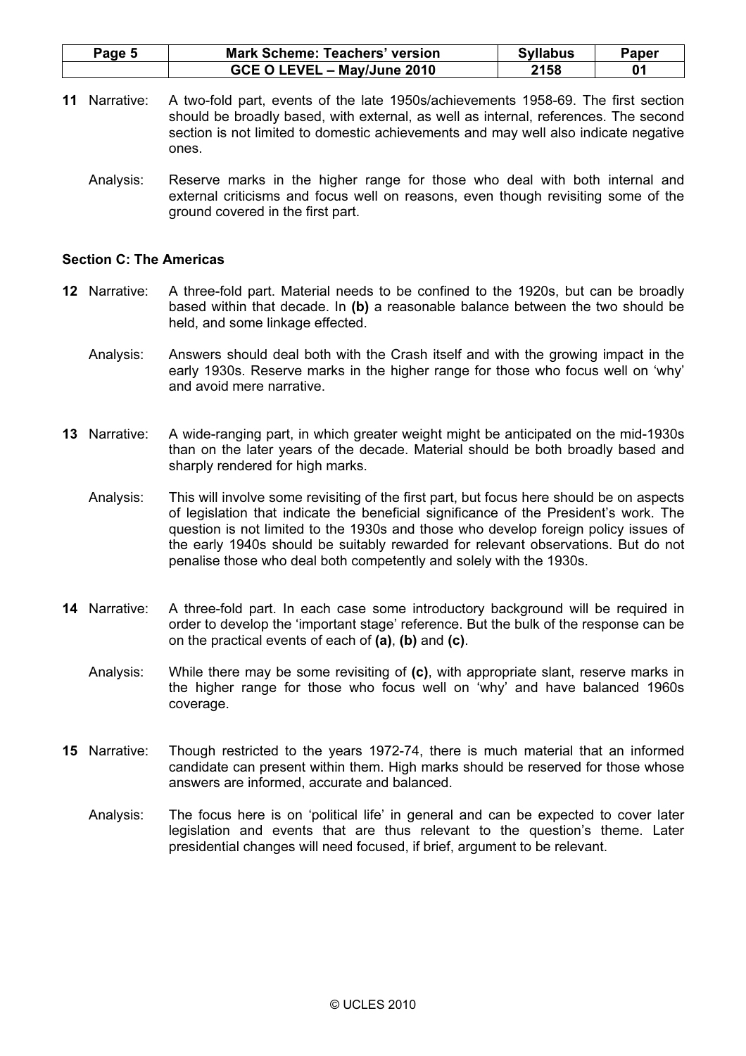**11** Narrative: A two-fold part, events of the late 1950s/achievements 1958-69. The first section should be broadly based, with external, as well as internal, references. The second section is not limited to domestic achievements and may well also indicate negative ones.

Analysis: Reserve marks in the higher range for those who deal with both internal and external criticisms and focus well on reasons, even though revisiting some of the ground covered in the first part.

## Section C: The Americas

**12** Narrative: A three-fold part. Material needs to be confined to the 1920s, but can be broadly based within that decade. In **(b)** a reasonable balance between the two should be held, and some linkage effected.

Analysis: Answers should deal both with the Crash itself and with the growing impact in the early 1930s. Reserve marks in the higher range for those who focus well on 'why' and avoid mere narrative.

**13** Narrative: A wide-ranging part, in which greater weight might be anticipated on the mid-1930s than on the later years of the decade. Material should be both broadly based and sharply rendered for high marks.

Analysis: This will involve some revisiting of the first part, but focus here should be on aspects of legislation that indicate the beneficial significance of the President's work. The question is not limited to the 1930s and those who develop foreign policy issues of the early 1940s should be suitably rewarded for relevant observations. But do not penalise those who deal both competently and solely with the 1930s.

**14** Narrative: A three-fold part. In each case some introductory background will be required in order to develop the 'important stage' reference. But the bulk of the response can be on the practical events of each of **(a)**, **(b)** and **(c)**.

Analysis: While there may be some revisiting of **(c)**, with appropriate slant, reserve marks in the higher range for those who focus well on 'why' and have balanced 1960s coverage.

**15** Narrative: Though restricted to the years 1972-74, there is much material that an informed candidate can present within them. High marks should be reserved for those whose answers are informed, accurate and balanced.

Analysis: The focus here is on 'political life' in general and can be expected to cover later legislation and events that are thus relevant to the question's theme. Later presidential changes will need focused, if brief, argument to be relevant.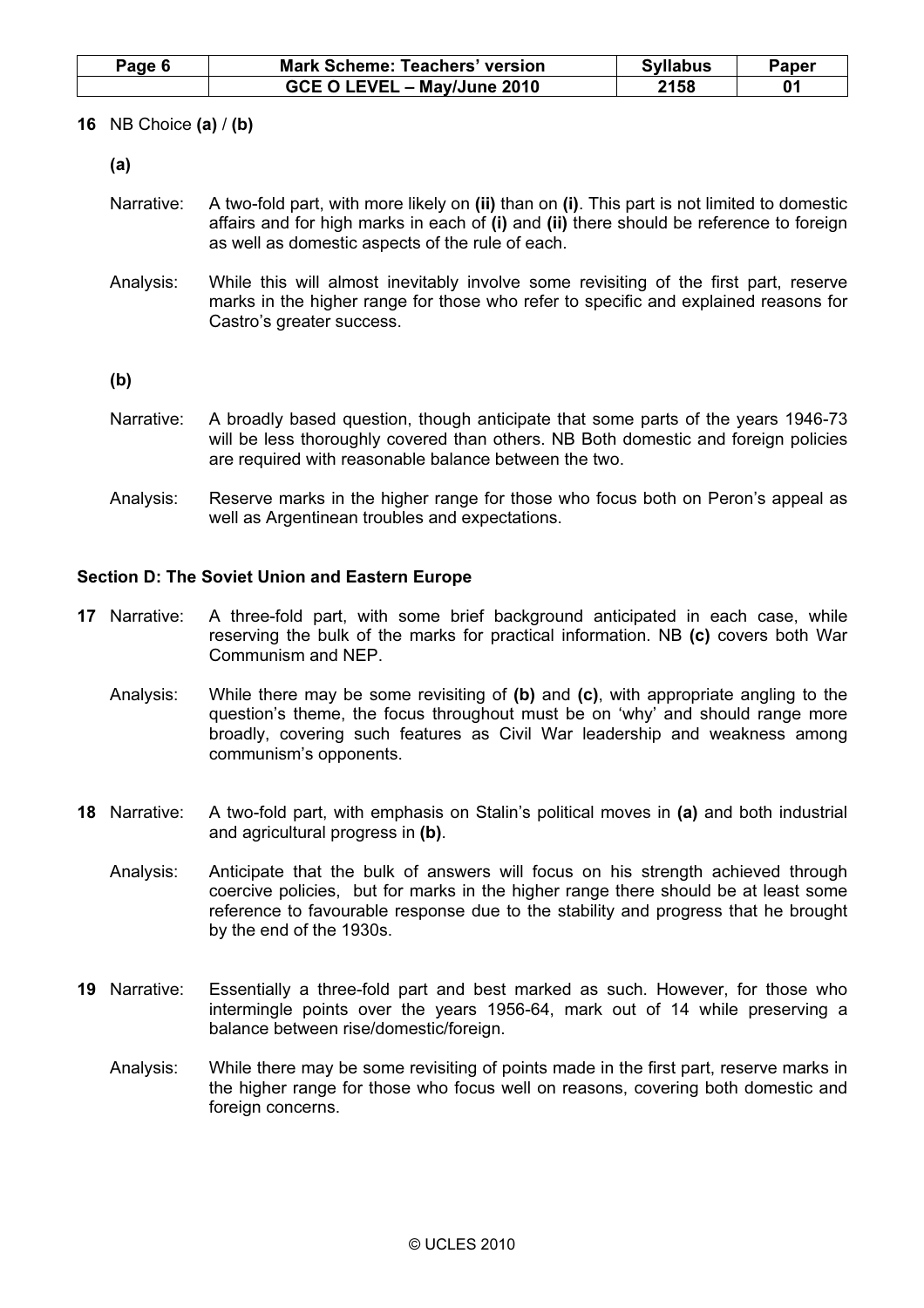**16** NB Choice **(a)** / **(b)**

**(a)**

Narrative: A two-fold part, with more likely on **(ii)** than on **(i)**. This part is not limited to domestic affairs and for high marks in each of **(i)** and **(ii)** there should be reference to foreign as well as domestic aspects of the rule of each.

Analysis: While this will almost inevitably involve some revisiting of the first part, reserve marks in the higher range for those who refer to specific and explained reasons for Castro's greater success.

**(b)**

Narrative: A broadly based question, though anticipate that some parts of the years 1946-73 will be less thoroughly covered than others. NB Both domestic and foreign policies are required with reasonable balance between the two.

Analysis: Reserve marks in the higher range for those who focus both on Peron's appeal as well as Argentinean troubles and expectations.

## Section D: The Soviet Union and Eastern Europe

**17** Narrative: A three-fold part, with some brief background anticipated in each case, while reserving the bulk of the marks for practical information. NB **(c)** covers both War Communism and NEP.

Analysis: While there may be some revisiting of **(b)** and **(c)**, with appropriate angling to the question's theme, the focus throughout must be on 'why' and should range more broadly, covering such features as Civil War leadership and weakness among communism's opponents.

**18** Narrative: A two-fold part, with emphasis on Stalin's political moves in **(a)** and both industrial and agricultural progress in **(b)**.

Analysis: Anticipate that the bulk of answers will focus on his strength achieved through coercive policies, but for marks in the higher range there should be at least some reference to favourable response due to the stability and progress that he brought by the end of the 1930s.

**19** Narrative: Essentially a three-fold part and best marked as such. However, for those who intermingle points over the years 1956-64, mark out of 14 while preserving a balance between rise/domestic/foreign.

Analysis: While there may be some revisiting of points made in the first part, reserve marks in the higher range for those who focus well on reasons, covering both domestic and foreign concerns.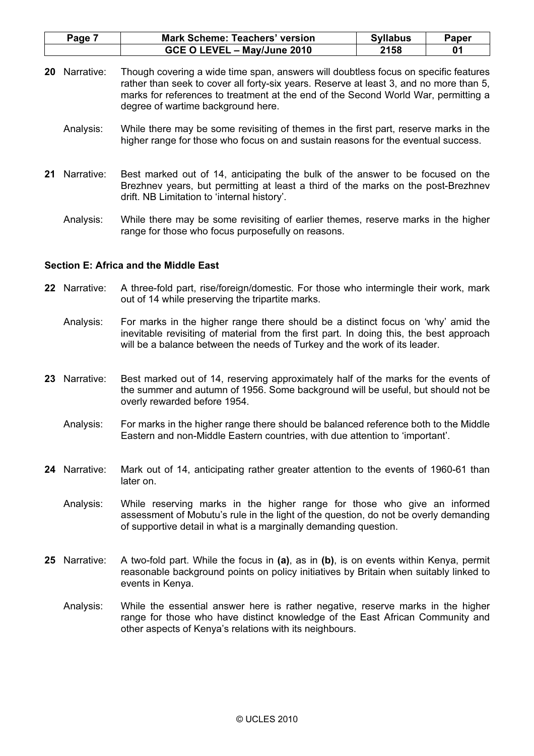**20** Narrative: Though covering a wide time span, answers will doubtless focus on specific features rather than seek to cover all forty-six years. Reserve at least 3, and no more than 5, marks for references to treatment at the end of the Second World War, permitting a degree of wartime background here.

Analysis: While there may be some revisiting of themes in the first part, reserve marks in the higher range for those who focus on and sustain reasons for the eventual success.

**21** Narrative: Best marked out of 14, anticipating the bulk of the answer to be focused on the Brezhnev years, but permitting at least a third of the marks on the post-Brezhnev drift. NB Limitation to 'internal history'.

Analysis: While there may be some revisiting of earlier themes, reserve marks in the higher range for those who focus purposefully on reasons.

### Section E: Africa and the Middle East

**22** Narrative: A three-fold part, rise/foreign/domestic. For those who intermingle their work, mark out of 14 while preserving the tripartite marks.

Analysis: For marks in the higher range there should be a distinct focus on 'why' amid the inevitable revisiting of material from the first part. In doing this, the best approach will be a balance between the needs of Turkey and the work of its leader.

**23** Narrative: Best marked out of 14, reserving approximately half of the marks for the events of the summer and autumn of 1956. Some background will be useful, but should not be overly rewarded before 1954.

Analysis: For marks in the higher range there should be balanced reference both to the Middle Eastern and non-Middle Eastern countries, with due attention to 'important'.

**24** Narrative: Mark out of 14, anticipating rather greater attention to the events of 1960-61 than later on.

Analysis: While reserving marks in the higher range for those who give an informed assessment of Mobutu's rule in the light of the question, do not be overly demanding of supportive detail in what is a marginally demanding question.

**25** Narrative: A two-fold part. While the focus in **(a)**, as in **(b)**, is on events within Kenya, permit reasonable background points on policy initiatives by Britain when suitably linked to events in Kenya.

Analysis: While the essential answer here is rather negative, reserve marks in the higher range for those who have distinct knowledge of the East African Community and other aspects of Kenya's relations with its neighbours.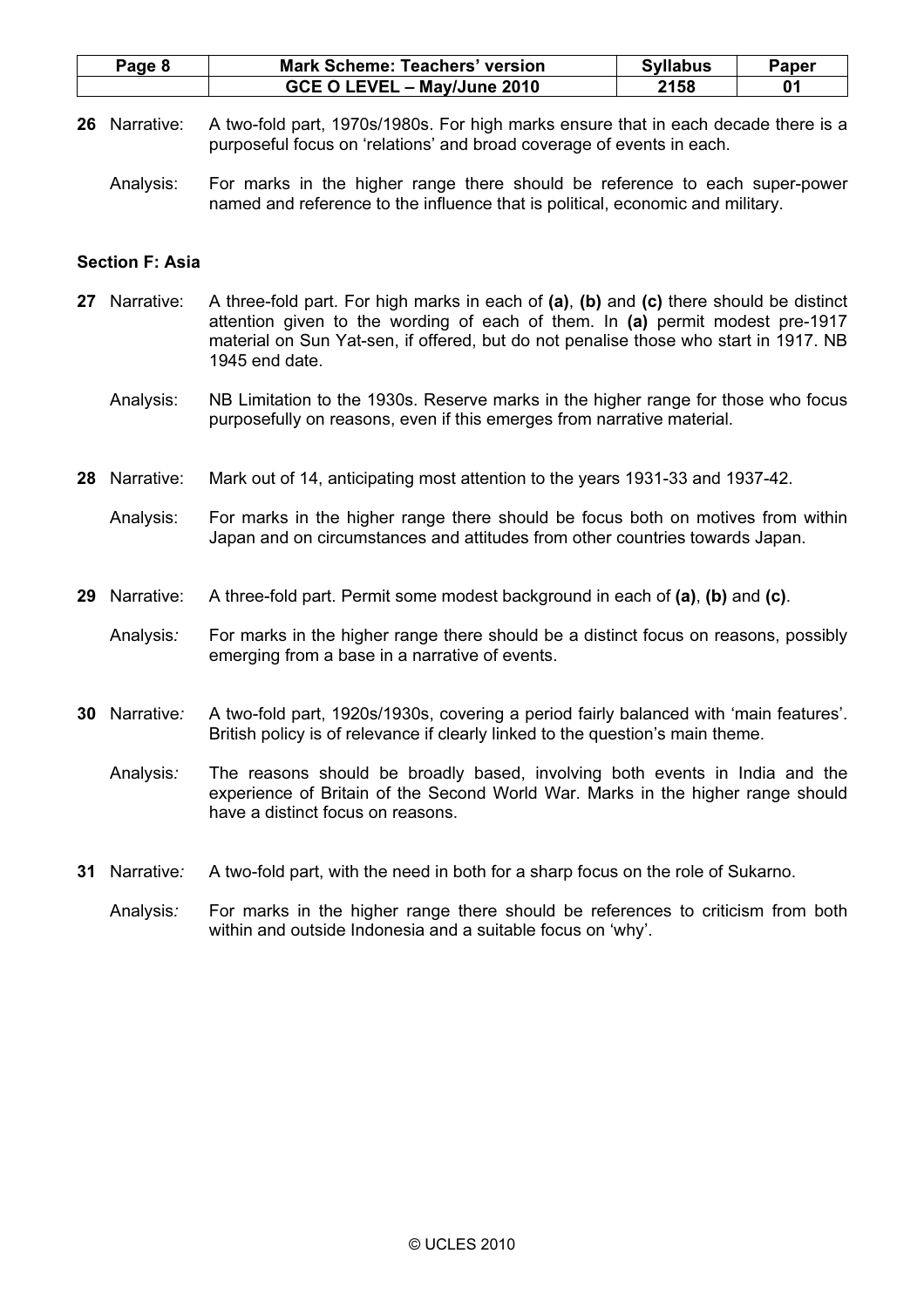**26** Narrative: A two-fold part, 1970s/1980s. For high marks ensure that in each decade there is a purposeful focus on 'relations' and broad coverage of events in each.

Analysis: For marks in the higher range there should be reference to each super-power named and reference to the influence that is political, economic and military.

**Section F: Asia**

**27** Narrative: A three-fold part. For high marks in each of **(a)**, **(b)** and **(c)** there should be distinct attention given to the wording of each of them. In **(a)** permit modest pre-1917 material on Sun Yat-sen, if offered, but do not penalise those who start in 1917. NB 1945 end date.

Analysis: NB Limitation to the 1930s. Reserve marks in the higher range for those who focus purposefully on reasons, even if this emerges from narrative material.

**28** Narrative: Mark out of 14, anticipating most attention to the years 1931-33 and 1937-42.

Analysis: For marks in the higher range there should be focus both on motives from within Japan and on circumstances and attitudes from other countries towards Japan.

**29** Narrative: A three-fold part. Permit some modest background in each of **(a)**, **(b)** and **(c)**.

Analysis*:* For marks in the higher range there should be a distinct focus on reasons, possibly emerging from a base in a narrative of events.

**30** Narrative*:* A two-fold part, 1920s/1930s, covering a period fairly balanced with 'main features'. British policy is of relevance if clearly linked to the question's main theme.

Analysis*:* The reasons should be broadly based, involving both events in India and the experience of Britain of the Second World War. Marks in the higher range should have a distinct focus on reasons.

**31** Narrative*:* A two-fold part, with the need in both for a sharp focus on the role of Sukarno.

Analysis*:* For marks in the higher range there should be references to criticism from both within and outside Indonesia and a suitable focus on 'why'.